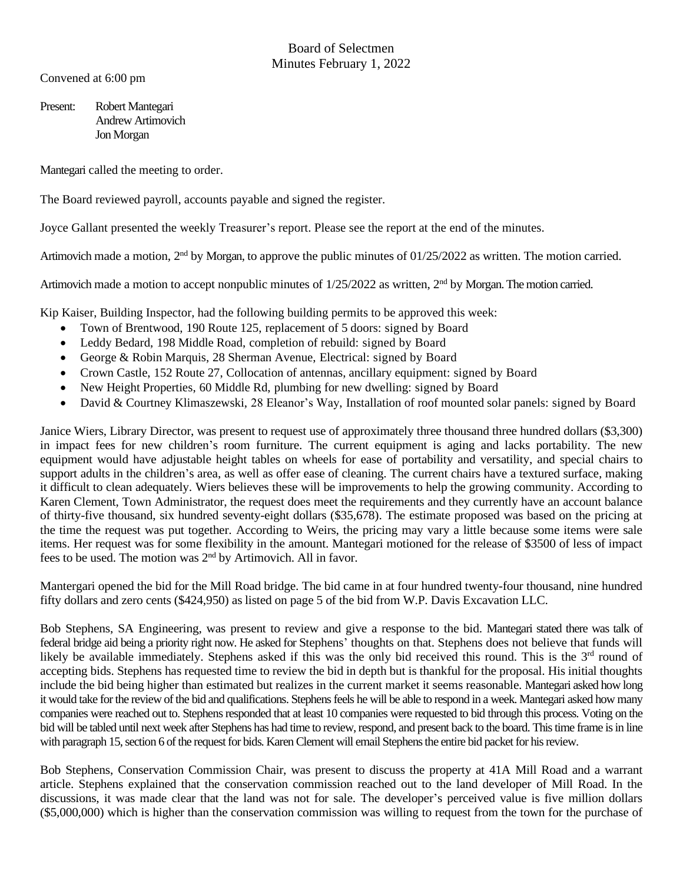Board of Selectmen
Minutes February 1, 2022

Convened at 6:00 pm

Present: Robert Mantegari
Andrew Artimovich
Jon Morgan

Mantegari called the meeting to order.

The Board reviewed payroll, accounts payable and signed the register.

Joyce Gallant presented the weekly Treasurer's report. Please see the report at the end of the minutes.

Artimovich made a motion, 2nd by Morgan, to approve the public minutes of 01/25/2022 as written. The motion carried.

Artimovich made a motion to accept nonpublic minutes of 1/25/2022 as written, 2nd by Morgan. The motion carried.

Kip Kaiser, Building Inspector, had the following building permits to be approved this week:

- Town of Brentwood, 190 Route 125, replacement of 5 doors: signed by Board
- Leddy Bedard, 198 Middle Road, completion of rebuild: signed by Board
- George & Robin Marquis, 28 Sherman Avenue, Electrical: signed by Board
- Crown Castle, 152 Route 27, Collocation of antennas, ancillary equipment: signed by Board
- New Height Properties, 60 Middle Rd, plumbing for new dwelling: signed by Board
- David & Courtney Klimaszewski, 28 Eleanor's Way, Installation of roof mounted solar panels: signed by Board

Janice Wiers, Library Director, was present to request use of approximately three thousand three hundred dollars ($3,300) in impact fees for new children's room furniture. The current equipment is aging and lacks portability. The new equipment would have adjustable height tables on wheels for ease of portability and versatility, and special chairs to support adults in the children's area, as well as offer ease of cleaning. The current chairs have a textured surface, making it difficult to clean adequately. Wiers believes these will be improvements to help the growing community. According to Karen Clement, Town Administrator, the request does meet the requirements and they currently have an account balance of thirty-five thousand, six hundred seventy-eight dollars ($35,678). The estimate proposed was based on the pricing at the time the request was put together. According to Weirs, the pricing may vary a little because some items were sale items. Her request was for some flexibility in the amount. Mantegari motioned for the release of $3500 of less of impact fees to be used. The motion was 2nd by Artimovich. All in favor.

Mantergari opened the bid for the Mill Road bridge. The bid came in at four hundred twenty-four thousand, nine hundred fifty dollars and zero cents ($424,950) as listed on page 5 of the bid from W.P. Davis Excavation LLC.

Bob Stephens, SA Engineering, was present to review and give a response to the bid. Mantegari stated there was talk of federal bridge aid being a priority right now. He asked for Stephens' thoughts on that. Stephens does not believe that funds will likely be available immediately. Stephens asked if this was the only bid received this round. This is the 3rd round of accepting bids. Stephens has requested time to review the bid in depth but is thankful for the proposal. His initial thoughts include the bid being higher than estimated but realizes in the current market it seems reasonable. Mantegari asked how long it would take for the review of the bid and qualifications. Stephens feels he will be able to respond in a week. Mantegari asked how many companies were reached out to. Stephens responded that at least 10 companies were requested to bid through this process. Voting on the bid will be tabled until next week after Stephens has had time to review, respond, and present back to the board. This time frame is in line with paragraph 15, section 6 of the request for bids. Karen Clement will email Stephens the entire bid packet for his review.

Bob Stephens, Conservation Commission Chair, was present to discuss the property at 41A Mill Road and a warrant article. Stephens explained that the conservation commission reached out to the land developer of Mill Road. In the discussions, it was made clear that the land was not for sale. The developer's perceived value is five million dollars ($5,000,000) which is higher than the conservation commission was willing to request from the town for the purchase of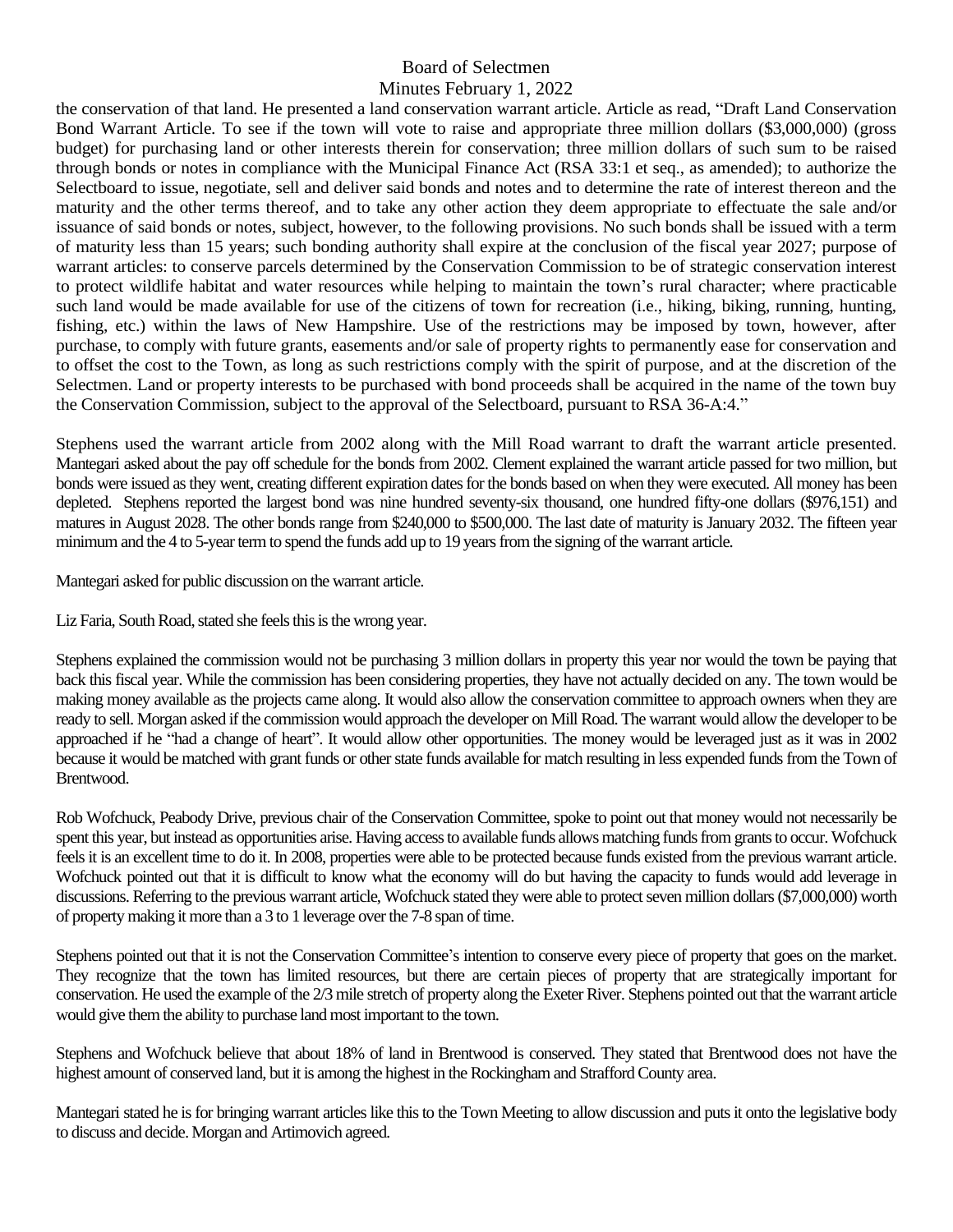the conservation of that land. He presented a land conservation warrant article. Article as read, "Draft Land Conservation Bond Warrant Article. To see if the town will vote to raise and appropriate three million dollars ($3,000,000) (gross budget) for purchasing land or other interests therein for conservation; three million dollars of such sum to be raised through bonds or notes in compliance with the Municipal Finance Act (RSA 33:1 et seq., as amended); to authorize the Selectboard to issue, negotiate, sell and deliver said bonds and notes and to determine the rate of interest thereon and the maturity and the other terms thereof, and to take any other action they deem appropriate to effectuate the sale and/or issuance of said bonds or notes, subject, however, to the following provisions. No such bonds shall be issued with a term of maturity less than 15 years; such bonding authority shall expire at the conclusion of the fiscal year 2027; purpose of warrant articles: to conserve parcels determined by the Conservation Commission to be of strategic conservation interest to protect wildlife habitat and water resources while helping to maintain the town's rural character; where practicable such land would be made available for use of the citizens of town for recreation (i.e., hiking, biking, running, hunting, fishing, etc.) within the laws of New Hampshire. Use of the restrictions may be imposed by town, however, after purchase, to comply with future grants, easements and/or sale of property rights to permanently ease for conservation and to offset the cost to the Town, as long as such restrictions comply with the spirit of purpose, and at the discretion of the Selectmen. Land or property interests to be purchased with bond proceeds shall be acquired in the name of the town buy the Conservation Commission, subject to the approval of the Selectboard, pursuant to RSA 36-A:4."

Stephens used the warrant article from 2002 along with the Mill Road warrant to draft the warrant article presented. Mantegari asked about the pay off schedule for the bonds from 2002. Clement explained the warrant article passed for two million, but bonds were issued as they went, creating different expiration dates for the bonds based on when they were executed. All money has been depleted. Stephens reported the largest bond was nine hundred seventy-six thousand, one hundred fifty-one dollars ($976,151) and matures in August 2028. The other bonds range from $240,000 to $500,000. The last date of maturity is January 2032. The fifteen year minimum and the 4 to 5-year term to spend the funds add up to 19 years from the signing of the warrant article.

Mantegari asked for public discussion on the warrant article.

Liz Faria, South Road, stated she feels this is the wrong year.

Stephens explained the commission would not be purchasing 3 million dollars in property this year nor would the town be paying that back this fiscal year. While the commission has been considering properties, they have not actually decided on any. The town would be making money available as the projects came along. It would also allow the conservation committee to approach owners when they are ready to sell. Morgan asked if the commission would approach the developer on Mill Road. The warrant would allow the developer to be approached if he "had a change of heart". It would allow other opportunities. The money would be leveraged just as it was in 2002 because it would be matched with grant funds or other state funds available for match resulting in less expended funds from the Town of Brentwood.

Rob Wofchuck, Peabody Drive, previous chair of the Conservation Committee, spoke to point out that money would not necessarily be spent this year, but instead as opportunities arise. Having access to available funds allows matching funds from grants to occur. Wofchuck feels it is an excellent time to do it. In 2008, properties were able to be protected because funds existed from the previous warrant article. Wofchuck pointed out that it is difficult to know what the economy will do but having the capacity to funds would add leverage in discussions. Referring to the previous warrant article, Wofchuck stated they were able to protect seven million dollars ($7,000,000) worth of property making it more than a 3 to 1 leverage over the 7-8 span of time.

Stephens pointed out that it is not the Conservation Committee's intention to conserve every piece of property that goes on the market. They recognize that the town has limited resources, but there are certain pieces of property that are strategically important for conservation. He used the example of the 2/3 mile stretch of property along the Exeter River. Stephens pointed out that the warrant article would give them the ability to purchase land most important to the town.

Stephens and Wofchuck believe that about 18% of land in Brentwood is conserved. They stated that Brentwood does not have the highest amount of conserved land, but it is among the highest in the Rockingham and Strafford County area.

Mantegari stated he is for bringing warrant articles like this to the Town Meeting to allow discussion and puts it onto the legislative body to discuss and decide. Morgan and Artimovich agreed.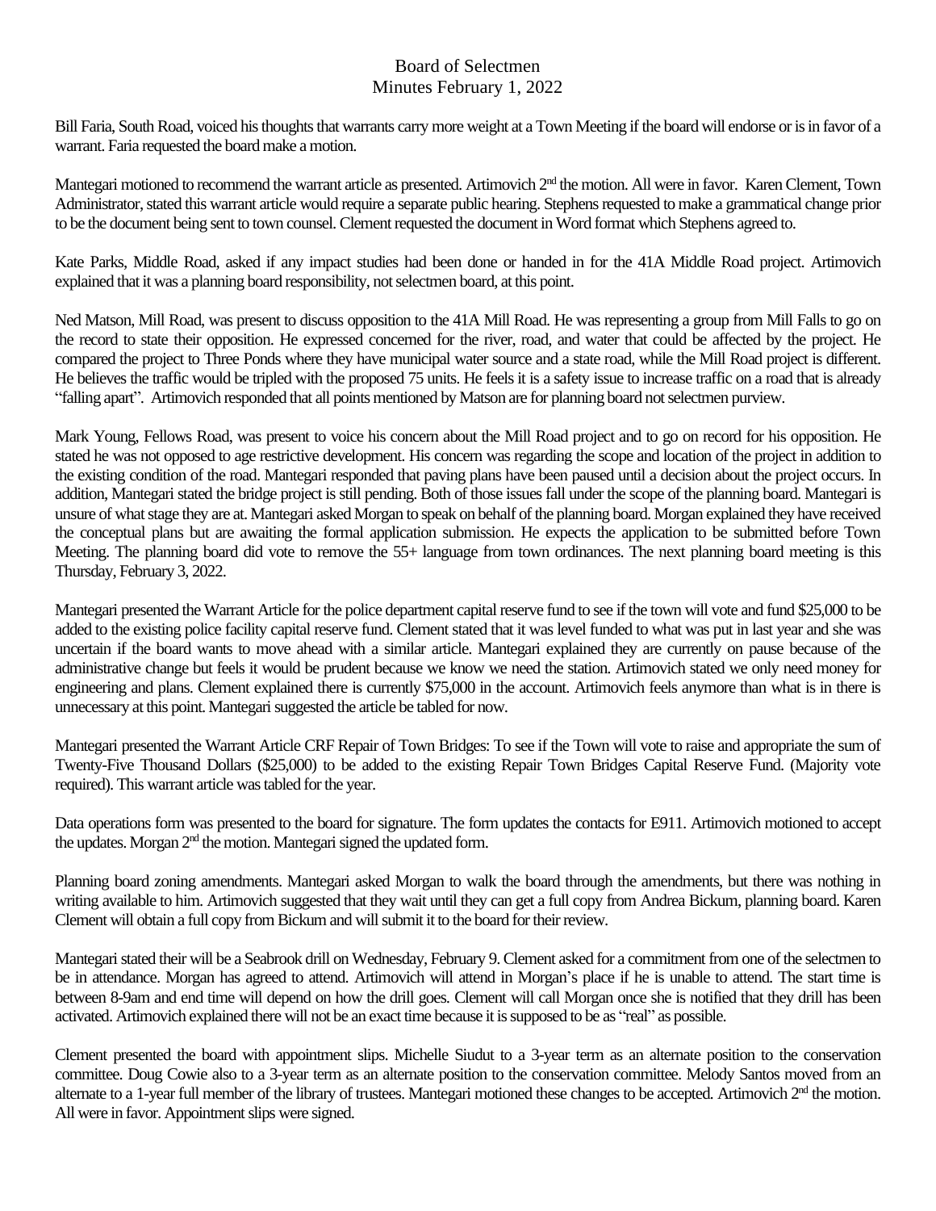Board of Selectmen
Minutes February 1, 2022

Bill Faria, South Road, voiced his thoughts that warrants carry more weight at a Town Meeting if the board will endorse or is in favor of a warrant. Faria requested the board make a motion.

Mantegari motioned to recommend the warrant article as presented. Artimovich 2nd the motion. All were in favor. Karen Clement, Town Administrator, stated this warrant article would require a separate public hearing. Stephens requested to make a grammatical change prior to be the document being sent to town counsel. Clement requested the document in Word format which Stephens agreed to.

Kate Parks, Middle Road, asked if any impact studies had been done or handed in for the 41A Middle Road project. Artimovich explained that it was a planning board responsibility, not selectmen board, at this point.

Ned Matson, Mill Road, was present to discuss opposition to the 41A Mill Road. He was representing a group from Mill Falls to go on the record to state their opposition. He expressed concerned for the river, road, and water that could be affected by the project. He compared the project to Three Ponds where they have municipal water source and a state road, while the Mill Road project is different. He believes the traffic would be tripled with the proposed 75 units. He feels it is a safety issue to increase traffic on a road that is already "falling apart". Artimovich responded that all points mentioned by Matson are for planning board not selectmen purview.

Mark Young, Fellows Road, was present to voice his concern about the Mill Road project and to go on record for his opposition. He stated he was not opposed to age restrictive development. His concern was regarding the scope and location of the project in addition to the existing condition of the road. Mantegari responded that paving plans have been paused until a decision about the project occurs. In addition, Mantegari stated the bridge project is still pending. Both of those issues fall under the scope of the planning board. Mantegari is unsure of what stage they are at. Mantegari asked Morgan to speak on behalf of the planning board. Morgan explained they have received the conceptual plans but are awaiting the formal application submission. He expects the application to be submitted before Town Meeting. The planning board did vote to remove the 55+ language from town ordinances. The next planning board meeting is this Thursday, February 3, 2022.

Mantegari presented the Warrant Article for the police department capital reserve fund to see if the town will vote and fund $25,000 to be added to the existing police facility capital reserve fund. Clement stated that it was level funded to what was put in last year and she was uncertain if the board wants to move ahead with a similar article. Mantegari explained they are currently on pause because of the administrative change but feels it would be prudent because we know we need the station. Artimovich stated we only need money for engineering and plans. Clement explained there is currently $75,000 in the account. Artimovich feels anymore than what is in there is unnecessary at this point. Mantegari suggested the article be tabled for now.

Mantegari presented the Warrant Article CRF Repair of Town Bridges: To see if the Town will vote to raise and appropriate the sum of Twenty-Five Thousand Dollars ($25,000) to be added to the existing Repair Town Bridges Capital Reserve Fund. (Majority vote required). This warrant article was tabled for the year.

Data operations form was presented to the board for signature. The form updates the contacts for E911. Artimovich motioned to accept the updates. Morgan 2nd the motion. Mantegari signed the updated form.

Planning board zoning amendments. Mantegari asked Morgan to walk the board through the amendments, but there was nothing in writing available to him. Artimovich suggested that they wait until they can get a full copy from Andrea Bickum, planning board. Karen Clement will obtain a full copy from Bickum and will submit it to the board for their review.

Mantegari stated their will be a Seabrook drill on Wednesday, February 9. Clement asked for a commitment from one of the selectmen to be in attendance. Morgan has agreed to attend. Artimovich will attend in Morgan's place if he is unable to attend. The start time is between 8-9am and end time will depend on how the drill goes. Clement will call Morgan once she is notified that they drill has been activated. Artimovich explained there will not be an exact time because it is supposed to be as "real" as possible.

Clement presented the board with appointment slips. Michelle Siudut to a 3-year term as an alternate position to the conservation committee. Doug Cowie also to a 3-year term as an alternate position to the conservation committee. Melody Santos moved from an alternate to a 1-year full member of the library of trustees. Mantegari motioned these changes to be accepted. Artimovich 2nd the motion. All were in favor. Appointment slips were signed.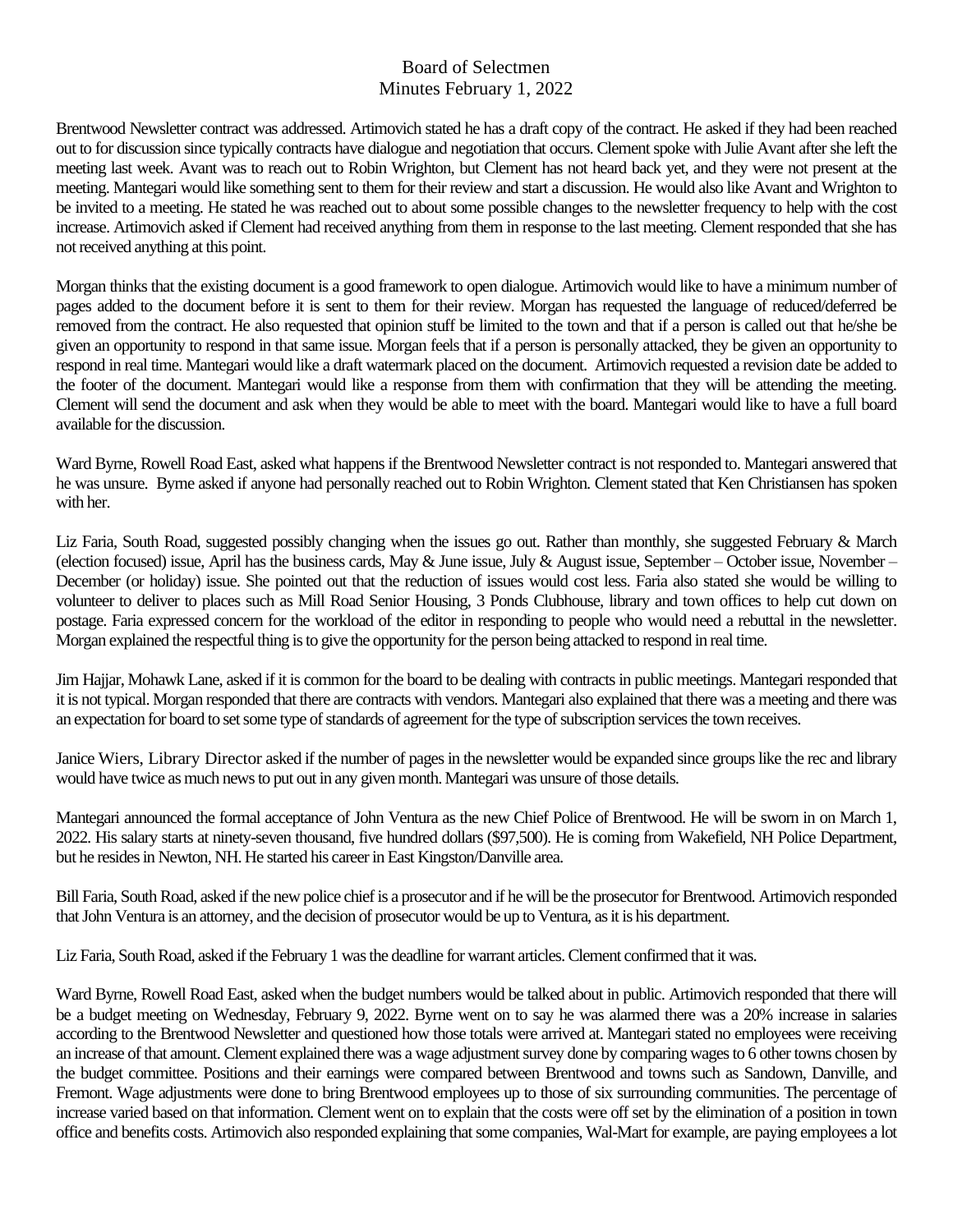Board of Selectmen
Minutes February 1, 2022

Brentwood Newsletter contract was addressed. Artimovich stated he has a draft copy of the contract. He asked if they had been reached out to for discussion since typically contracts have dialogue and negotiation that occurs. Clement spoke with Julie Avant after she left the meeting last week. Avant was to reach out to Robin Wrighton, but Clement has not heard back yet, and they were not present at the meeting. Mantegari would like something sent to them for their review and start a discussion. He would also like Avant and Wrighton to be invited to a meeting. He stated he was reached out to about some possible changes to the newsletter frequency to help with the cost increase. Artimovich asked if Clement had received anything from them in response to the last meeting. Clement responded that she has not received anything at this point.

Morgan thinks that the existing document is a good framework to open dialogue. Artimovich would like to have a minimum number of pages added to the document before it is sent to them for their review. Morgan has requested the language of reduced/deferred be removed from the contract. He also requested that opinion stuff be limited to the town and that if a person is called out that he/she be given an opportunity to respond in that same issue. Morgan feels that if a person is personally attacked, they be given an opportunity to respond in real time. Mantegari would like a draft watermark placed on the document. Artimovich requested a revision date be added to the footer of the document. Mantegari would like a response from them with confirmation that they will be attending the meeting. Clement will send the document and ask when they would be able to meet with the board. Mantegari would like to have a full board available for the discussion.

Ward Byrne, Rowell Road East, asked what happens if the Brentwood Newsletter contract is not responded to. Mantegari answered that he was unsure. Byrne asked if anyone had personally reached out to Robin Wrighton. Clement stated that Ken Christiansen has spoken with her.

Liz Faria, South Road, suggested possibly changing when the issues go out. Rather than monthly, she suggested February & March (election focused) issue, April has the business cards, May & June issue, July & August issue, September – October issue, November – December (or holiday) issue. She pointed out that the reduction of issues would cost less. Faria also stated she would be willing to volunteer to deliver to places such as Mill Road Senior Housing, 3 Ponds Clubhouse, library and town offices to help cut down on postage. Faria expressed concern for the workload of the editor in responding to people who would need a rebuttal in the newsletter. Morgan explained the respectful thing is to give the opportunity for the person being attacked to respond in real time.

Jim Hajjar, Mohawk Lane, asked if it is common for the board to be dealing with contracts in public meetings. Mantegari responded that it is not typical. Morgan responded that there are contracts with vendors. Mantegari also explained that there was a meeting and there was an expectation for board to set some type of standards of agreement for the type of subscription services the town receives.

Janice Wiers, Library Director asked if the number of pages in the newsletter would be expanded since groups like the rec and library would have twice as much news to put out in any given month. Mantegari was unsure of those details.

Mantegari announced the formal acceptance of John Ventura as the new Chief Police of Brentwood. He will be sworn in on March 1, 2022. His salary starts at ninety-seven thousand, five hundred dollars ($97,500). He is coming from Wakefield, NH Police Department, but he resides in Newton, NH. He started his career in East Kingston/Danville area.

Bill Faria, South Road, asked if the new police chief is a prosecutor and if he will be the prosecutor for Brentwood. Artimovich responded that John Ventura is an attorney, and the decision of prosecutor would be up to Ventura, as it is his department.

Liz Faria, South Road, asked if the February 1 was the deadline for warrant articles. Clement confirmed that it was.

Ward Byrne, Rowell Road East, asked when the budget numbers would be talked about in public. Artimovich responded that there will be a budget meeting on Wednesday, February 9, 2022. Byrne went on to say he was alarmed there was a 20% increase in salaries according to the Brentwood Newsletter and questioned how those totals were arrived at. Mantegari stated no employees were receiving an increase of that amount. Clement explained there was a wage adjustment survey done by comparing wages to 6 other towns chosen by the budget committee. Positions and their earnings were compared between Brentwood and towns such as Sandown, Danville, and Fremont. Wage adjustments were done to bring Brentwood employees up to those of six surrounding communities. The percentage of increase varied based on that information. Clement went on to explain that the costs were off set by the elimination of a position in town office and benefits costs. Artimovich also responded explaining that some companies, Wal-Mart for example, are paying employees a lot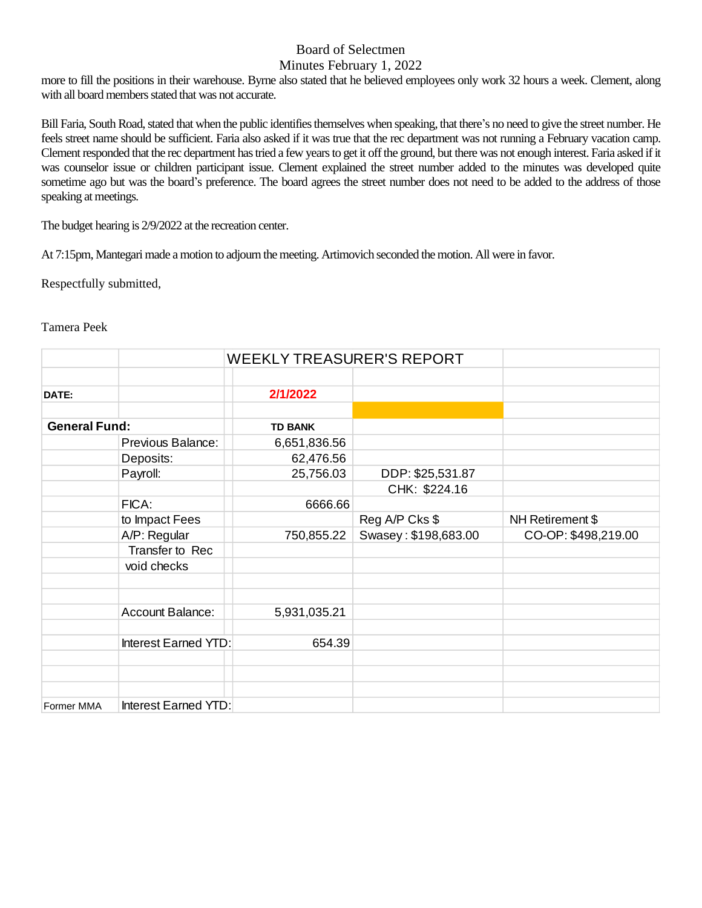more to fill the positions in their warehouse. Byrne also stated that he believed employees only work 32 hours a week. Clement, along with all board members stated that was not accurate.

Bill Faria, South Road, stated that when the public identifies themselves when speaking, that there's no need to give the street number. He feels street name should be sufficient. Faria also asked if it was true that the rec department was not running a February vacation camp. Clement responded that the rec department has tried a few years to get it off the ground, but there was not enough interest. Faria asked if it was counselor issue or children participant issue. Clement explained the street number added to the minutes was developed quite sometime ago but was the board's preference. The board agrees the street number does not need to be added to the address of those speaking at meetings.

The budget hearing is 2/9/2022 at the recreation center.

At 7:15pm, Mantegari made a motion to adjourn the meeting. Artimovich seconded the motion. All were in favor.

Respectfully submitted,

Tamera Peek

| | | WEEKLY TREASURER'S REPORT | | |
|---|---|---|---|---|
| DATE: | | 2/1/2022 | | |
| **General Fund:** | | **TD BANK** | | |
| | Previous Balance: | 6,651,836.56 | | |
| | Deposits: | 62,476.56 | | |
| | Payroll: | 25,756.03 | DDP: $25,531.87 | |
| | | | CHK: $224.16 | |
| | FICA: | 6666.66 | | |
| | to Impact Fees | | Reg A/P Cks $ | NH Retirement $ |
| | A/P: Regular | 750,855.22 | Swasey : $198,683.00 | CO-OP: $498,219.00 |
| | Transfer to Rec | | | |
| | void checks | | | |
| | Account Balance: | 5,931,035.21 | | |
| | Interest Earned YTD: | 654.39 | | |
| Former MMA | Interest Earned YTD: | | | |